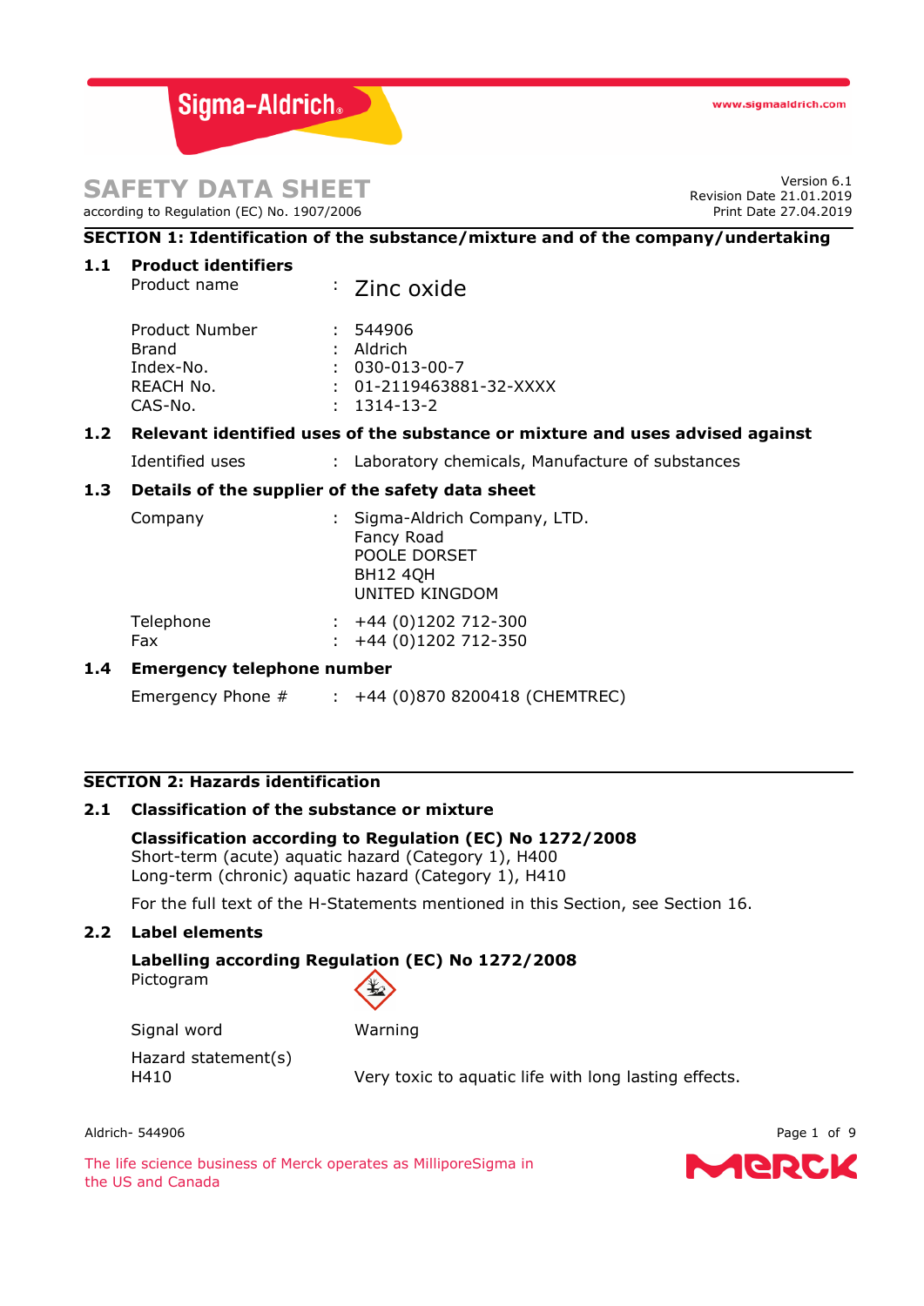# SAFETY DATA SHEET

according to Regulation (EC) No. 1907/2006

Version 6.1
Revision Date 21.01.2019
Print Date 27.04.2019

## SECTION 1: Identification of the substance/mixture and of the company/undertaking

### 1.1 Product identifiers

| | | |
|---|---|---|
| Product name | : | Zinc oxide |
| Product Number | : | 544906 |
| Brand | : | Aldrich |
| Index-No. | : | 030-013-00-7 |
| REACH No. | : | 01-2119463881-32-XXXX |
| CAS-No. | : | 1314-13-2 |

### 1.2 Relevant identified uses of the substance or mixture and uses advised against

Identified uses : Laboratory chemicals, Manufacture of substances

### 1.3 Details of the supplier of the safety data sheet

| | | |
|---|---|---|
| Company | : | Sigma-Aldrich Company, LTD.<br>Fancy Road<br>POOLE DORSET<br>BH12 4QH<br>UNITED KINGDOM |
| Telephone | : | +44 (0)1202 712-300 |
| Fax | : | +44 (0)1202 712-350 |

### 1.4 Emergency telephone number

Emergency Phone # : +44 (0)870 8200418 (CHEMTREC)

## SECTION 2: Hazards identification

### 2.1 Classification of the substance or mixture

**Classification according to Regulation (EC) No 1272/2008**

Short-term (acute) aquatic hazard (Category 1), H400
Long-term (chronic) aquatic hazard (Category 1), H410

For the full text of the H-Statements mentioned in this Section, see Section 16.

### 2.2 Label elements

**Labelling according Regulation (EC) No 1272/2008**

Pictogram

Signal word: Warning

Hazard statement(s)

H410 Very toxic to aquatic life with long lasting effects.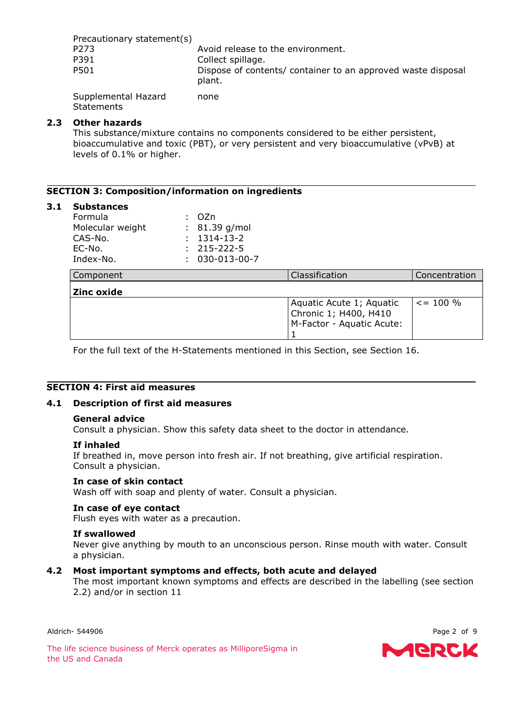Precautionary statement(s)

| | |
|---|---|
| P273 | Avoid release to the environment. |
| P391 | Collect spillage. |
| P501 | Dispose of contents/ container to an approved waste disposal plant. |

Supplemental Hazard Statements: none

### 2.3 Other hazards

This substance/mixture contains no components considered to be either persistent, bioaccumulative and toxic (PBT), or very persistent and very bioaccumulative (vPvB) at levels of 0.1% or higher.

## SECTION 3: Composition/information on ingredients

### 3.1 Substances

| | | |
|---|---|---|
| Formula | : | OZn |
| Molecular weight | : | 81.39 g/mol |
| CAS-No. | : | 1314-13-2 |
| EC-No. | : | 215-222-5 |
| Index-No. | : | 030-013-00-7 |

| Component | Classification | Concentration |
|---|---|---|
| **Zinc oxide** | | |
| | Aquatic Acute 1; Aquatic Chronic 1; H400, H410 M-Factor - Aquatic Acute: 1 | <= 100 % |

For the full text of the H-Statements mentioned in this Section, see Section 16.

## SECTION 4: First aid measures

### 4.1 Description of first aid measures

**General advice**
Consult a physician. Show this safety data sheet to the doctor in attendance.

**If inhaled**
If breathed in, move person into fresh air. If not breathing, give artificial respiration. Consult a physician.

**In case of skin contact**
Wash off with soap and plenty of water. Consult a physician.

**In case of eye contact**
Flush eyes with water as a precaution.

**If swallowed**
Never give anything by mouth to an unconscious person. Rinse mouth with water. Consult a physician.

### 4.2 Most important symptoms and effects, both acute and delayed

The most important known symptoms and effects are described in the labelling (see section 2.2) and/or in section 11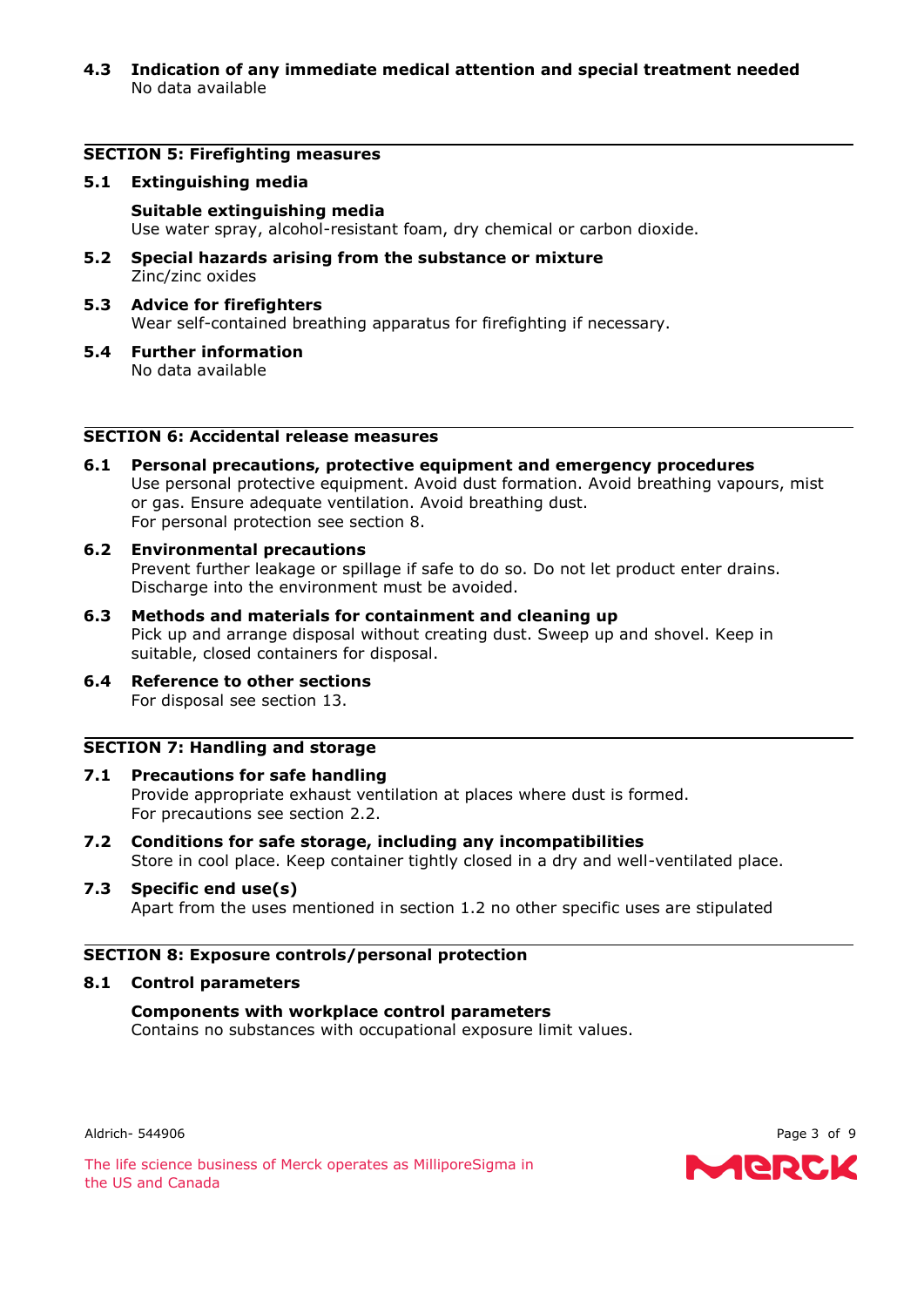### 4.3 Indication of any immediate medical attention and special treatment needed

No data available

## SECTION 5: Firefighting measures

### 5.1 Extinguishing media

**Suitable extinguishing media**

Use water spray, alcohol-resistant foam, dry chemical or carbon dioxide.

### 5.2 Special hazards arising from the substance or mixture

Zinc/zinc oxides

### 5.3 Advice for firefighters

Wear self-contained breathing apparatus for firefighting if necessary.

### 5.4 Further information

No data available

## SECTION 6: Accidental release measures

### 6.1 Personal precautions, protective equipment and emergency procedures

Use personal protective equipment. Avoid dust formation. Avoid breathing vapours, mist or gas. Ensure adequate ventilation. Avoid breathing dust.
For personal protection see section 8.

### 6.2 Environmental precautions

Prevent further leakage or spillage if safe to do so. Do not let product enter drains. Discharge into the environment must be avoided.

### 6.3 Methods and materials for containment and cleaning up

Pick up and arrange disposal without creating dust. Sweep up and shovel. Keep in suitable, closed containers for disposal.

### 6.4 Reference to other sections

For disposal see section 13.

## SECTION 7: Handling and storage

### 7.1 Precautions for safe handling

Provide appropriate exhaust ventilation at places where dust is formed.
For precautions see section 2.2.

### 7.2 Conditions for safe storage, including any incompatibilities

Store in cool place. Keep container tightly closed in a dry and well-ventilated place.

### 7.3 Specific end use(s)

Apart from the uses mentioned in section 1.2 no other specific uses are stipulated

## SECTION 8: Exposure controls/personal protection

### 8.1 Control parameters

**Components with workplace control parameters**

Contains no substances with occupational exposure limit values.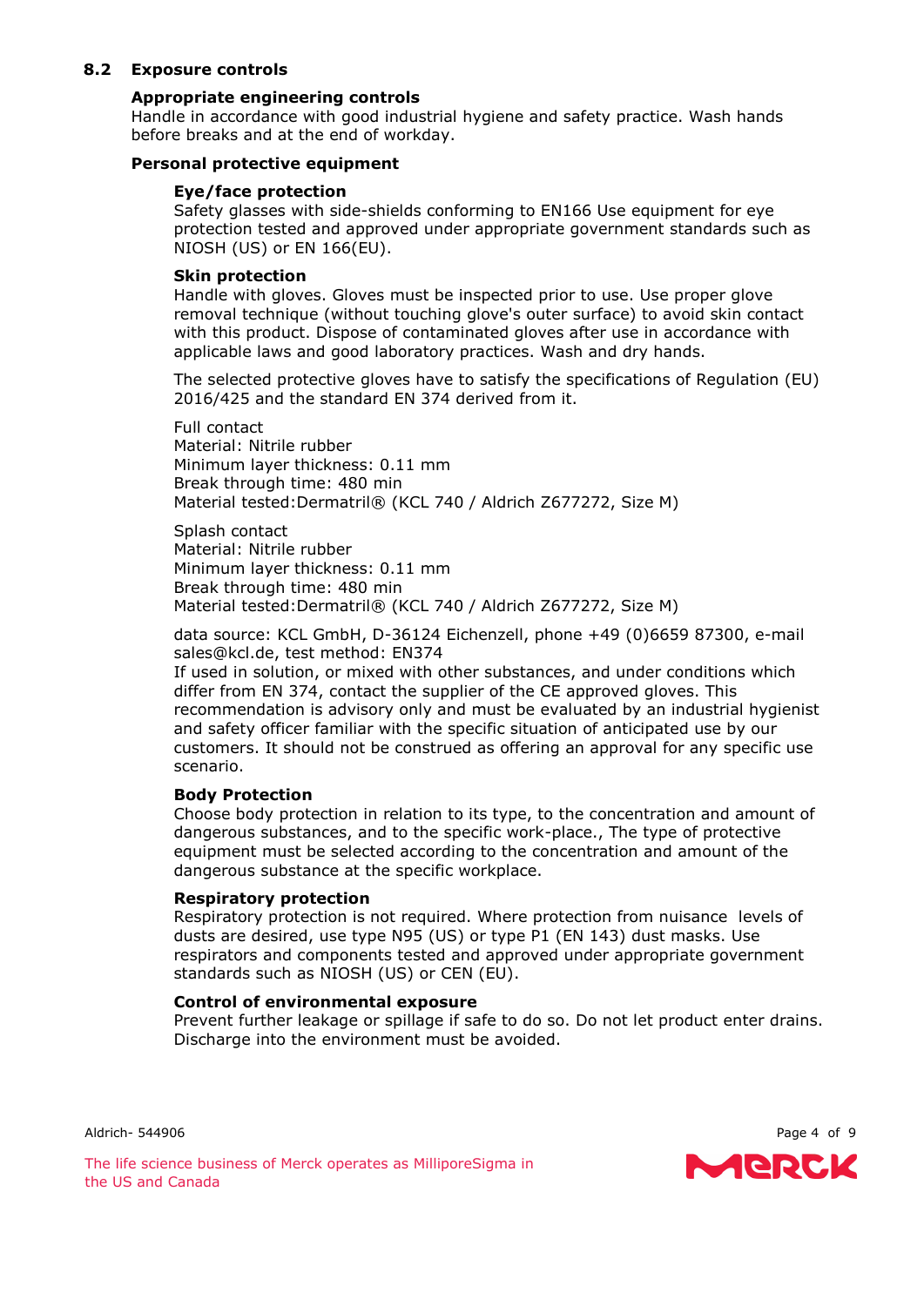## 8.2 Exposure controls

### Appropriate engineering controls

Handle in accordance with good industrial hygiene and safety practice. Wash hands before breaks and at the end of workday.

### Personal protective equipment

#### Eye/face protection

Safety glasses with side-shields conforming to EN166 Use equipment for eye protection tested and approved under appropriate government standards such as NIOSH (US) or EN 166(EU).

#### Skin protection

Handle with gloves. Gloves must be inspected prior to use. Use proper glove removal technique (without touching glove's outer surface) to avoid skin contact with this product. Dispose of contaminated gloves after use in accordance with applicable laws and good laboratory practices. Wash and dry hands.

The selected protective gloves have to satisfy the specifications of Regulation (EU) 2016/425 and the standard EN 374 derived from it.

Full contact
Material: Nitrile rubber
Minimum layer thickness: 0.11 mm
Break through time: 480 min
Material tested:Dermatril® (KCL 740 / Aldrich Z677272, Size M)

Splash contact
Material: Nitrile rubber
Minimum layer thickness: 0.11 mm
Break through time: 480 min
Material tested:Dermatril® (KCL 740 / Aldrich Z677272, Size M)

data source: KCL GmbH, D-36124 Eichenzell, phone +49 (0)6659 87300, e-mail sales@kcl.de, test method: EN374
If used in solution, or mixed with other substances, and under conditions which differ from EN 374, contact the supplier of the CE approved gloves. This recommendation is advisory only and must be evaluated by an industrial hygienist and safety officer familiar with the specific situation of anticipated use by our customers. It should not be construed as offering an approval for any specific use scenario.

#### Body Protection

Choose body protection in relation to its type, to the concentration and amount of dangerous substances, and to the specific work-place., The type of protective equipment must be selected according to the concentration and amount of the dangerous substance at the specific workplace.

#### Respiratory protection

Respiratory protection is not required. Where protection from nuisance levels of dusts are desired, use type N95 (US) or type P1 (EN 143) dust masks. Use respirators and components tested and approved under appropriate government standards such as NIOSH (US) or CEN (EU).

#### Control of environmental exposure

Prevent further leakage or spillage if safe to do so. Do not let product enter drains. Discharge into the environment must be avoided.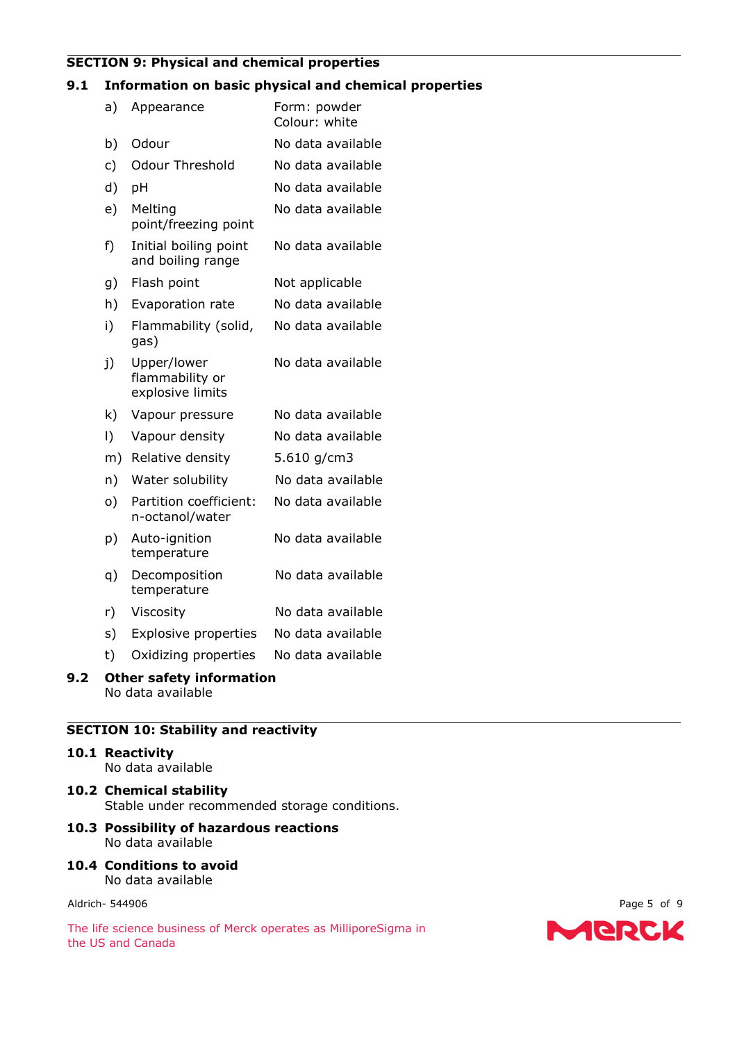## SECTION 9: Physical and chemical properties

### 9.1 Information on basic physical and chemical properties

| | | |
|---|---|---|
| a) | Appearance | Form: powder<br>Colour: white |
| b) | Odour | No data available |
| c) | Odour Threshold | No data available |
| d) | pH | No data available |
| e) | Melting point/freezing point | No data available |
| f) | Initial boiling point and boiling range | No data available |
| g) | Flash point | Not applicable |
| h) | Evaporation rate | No data available |
| i) | Flammability (solid, gas) | No data available |
| j) | Upper/lower flammability or explosive limits | No data available |
| k) | Vapour pressure | No data available |
| l) | Vapour density | No data available |
| m) | Relative density | 5.610 g/cm3 |
| n) | Water solubility | No data available |
| o) | Partition coefficient: n-octanol/water | No data available |
| p) | Auto-ignition temperature | No data available |
| q) | Decomposition temperature | No data available |
| r) | Viscosity | No data available |
| s) | Explosive properties | No data available |
| t) | Oxidizing properties | No data available |

### 9.2 Other safety information

No data available

## SECTION 10: Stability and reactivity

### 10.1 Reactivity

No data available

### 10.2 Chemical stability

Stable under recommended storage conditions.

### 10.3 Possibility of hazardous reactions

No data available

### 10.4 Conditions to avoid

No data available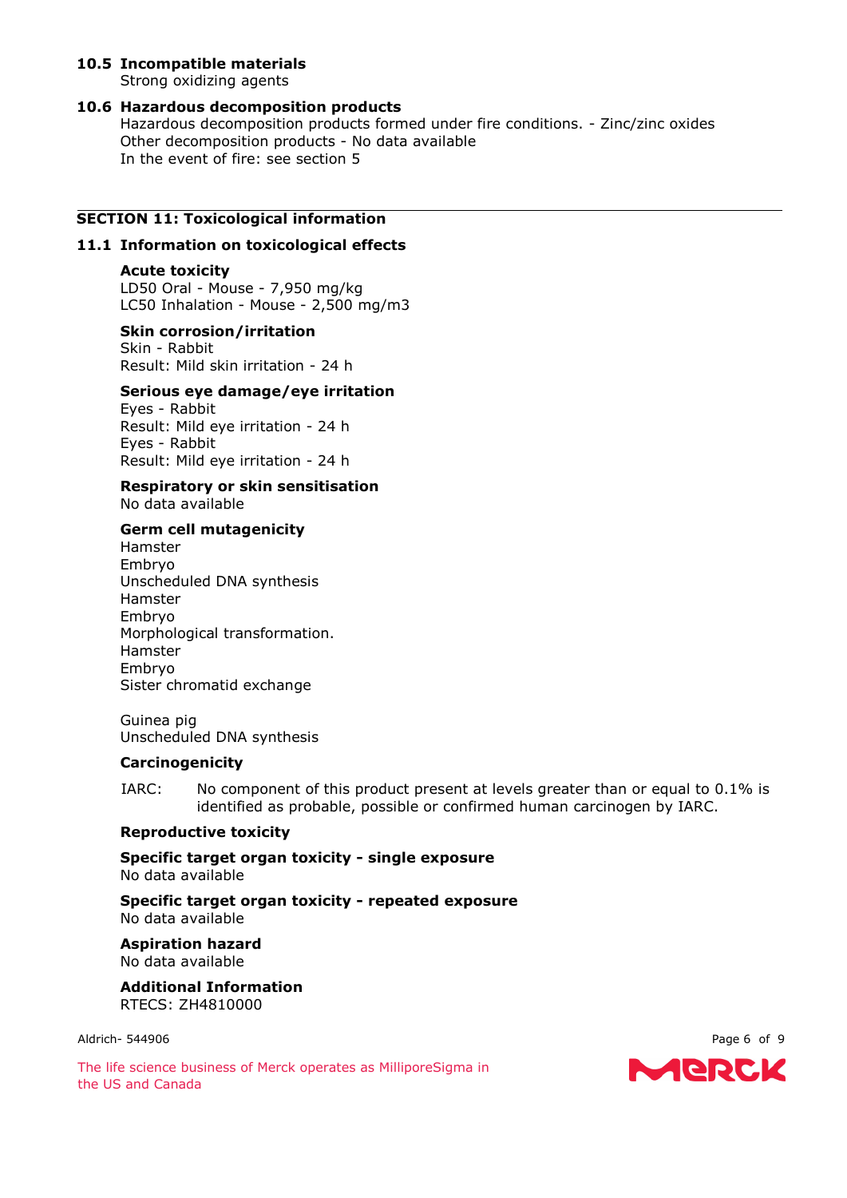### 10.5 Incompatible materials

Strong oxidizing agents

### 10.6 Hazardous decomposition products

Hazardous decomposition products formed under fire conditions. - Zinc/zinc oxides
Other decomposition products - No data available
In the event of fire: see section 5

## SECTION 11: Toxicological information

### 11.1 Information on toxicological effects

**Acute toxicity**

LD50 Oral - Mouse - 7,950 mg/kg
LC50 Inhalation - Mouse - 2,500 mg/m3

**Skin corrosion/irritation**

Skin - Rabbit
Result: Mild skin irritation - 24 h

**Serious eye damage/eye irritation**

Eyes - Rabbit
Result: Mild eye irritation - 24 h
Eyes - Rabbit
Result: Mild eye irritation - 24 h

**Respiratory or skin sensitisation**

No data available

**Germ cell mutagenicity**

Hamster
Embryo
Unscheduled DNA synthesis
Hamster
Embryo
Morphological transformation.
Hamster
Embryo
Sister chromatid exchange

Guinea pig
Unscheduled DNA synthesis

**Carcinogenicity**

IARC: No component of this product present at levels greater than or equal to 0.1% is identified as probable, possible or confirmed human carcinogen by IARC.

**Reproductive toxicity**

**Specific target organ toxicity - single exposure**

No data available

**Specific target organ toxicity - repeated exposure**

No data available

**Aspiration hazard**

No data available

**Additional Information**

RTECS: ZH4810000

Aldrich- 544906

The life science business of Merck operates as MilliporeSigma in the US and Canada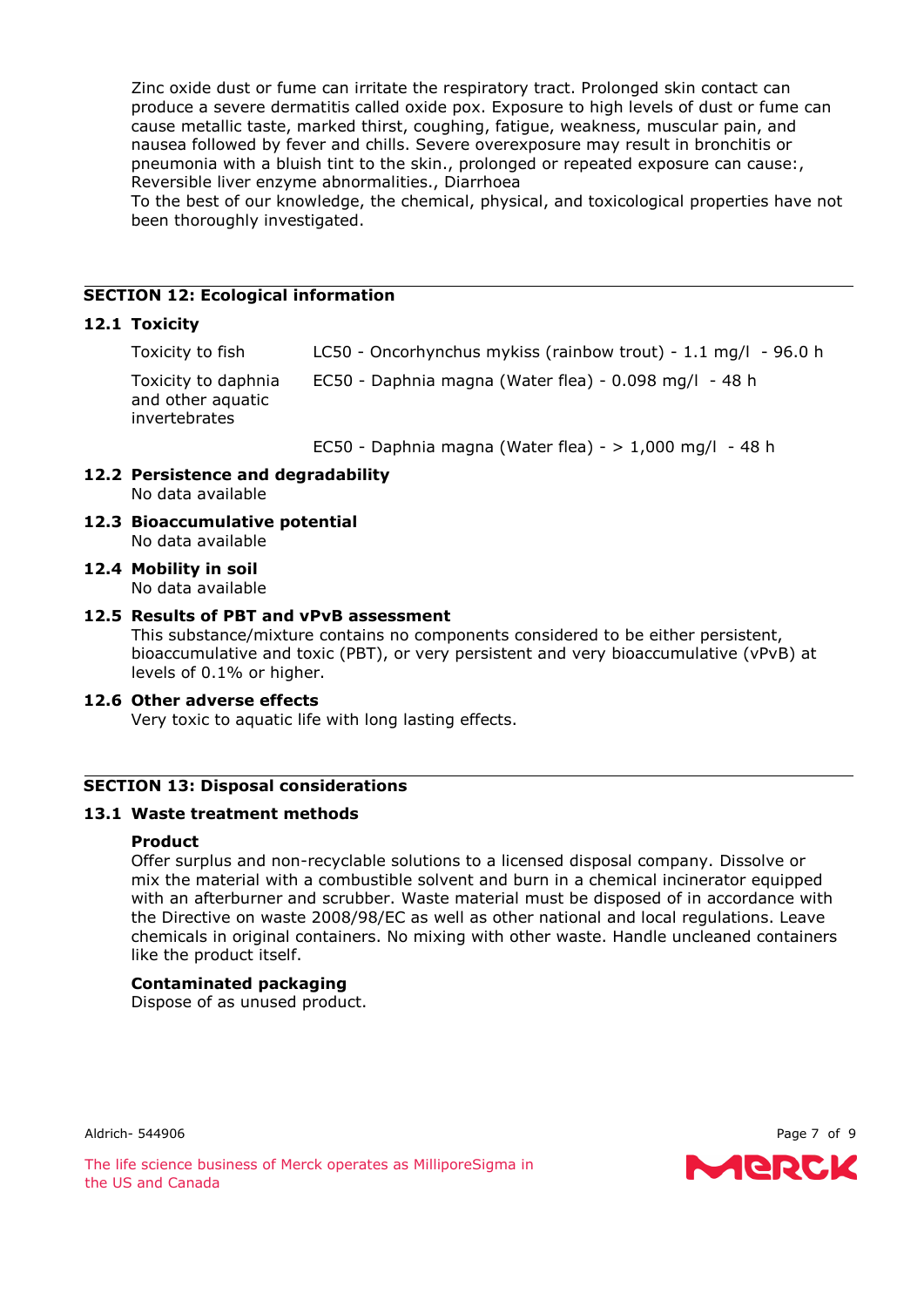Zinc oxide dust or fume can irritate the respiratory tract. Prolonged skin contact can produce a severe dermatitis called oxide pox. Exposure to high levels of dust or fume can cause metallic taste, marked thirst, coughing, fatigue, weakness, muscular pain, and nausea followed by fever and chills. Severe overexposure may result in bronchitis or pneumonia with a bluish tint to the skin., prolonged or repeated exposure can cause:, Reversible liver enzyme abnormalities., Diarrhoea

To the best of our knowledge, the chemical, physical, and toxicological properties have not been thoroughly investigated.

## SECTION 12: Ecological information

### 12.1 Toxicity

| | |
|---|---|
| Toxicity to fish | LC50 - Oncorhynchus mykiss (rainbow trout) - 1.1 mg/l - 96.0 h |
| Toxicity to daphnia and other aquatic invertebrates | EC50 - Daphnia magna (Water flea) - 0.098 mg/l - 48 h |
| | EC50 - Daphnia magna (Water flea) - > 1,000 mg/l - 48 h |

### 12.2 Persistence and degradability

No data available

### 12.3 Bioaccumulative potential

No data available

### 12.4 Mobility in soil

No data available

### 12.5 Results of PBT and vPvB assessment

This substance/mixture contains no components considered to be either persistent, bioaccumulative and toxic (PBT), or very persistent and very bioaccumulative (vPvB) at levels of 0.1% or higher.

### 12.6 Other adverse effects

Very toxic to aquatic life with long lasting effects.

## SECTION 13: Disposal considerations

### 13.1 Waste treatment methods

**Product**

Offer surplus and non-recyclable solutions to a licensed disposal company. Dissolve or mix the material with a combustible solvent and burn in a chemical incinerator equipped with an afterburner and scrubber. Waste material must be disposed of in accordance with the Directive on waste 2008/98/EC as well as other national and local regulations. Leave chemicals in original containers. No mixing with other waste. Handle uncleaned containers like the product itself.

**Contaminated packaging**

Dispose of as unused product.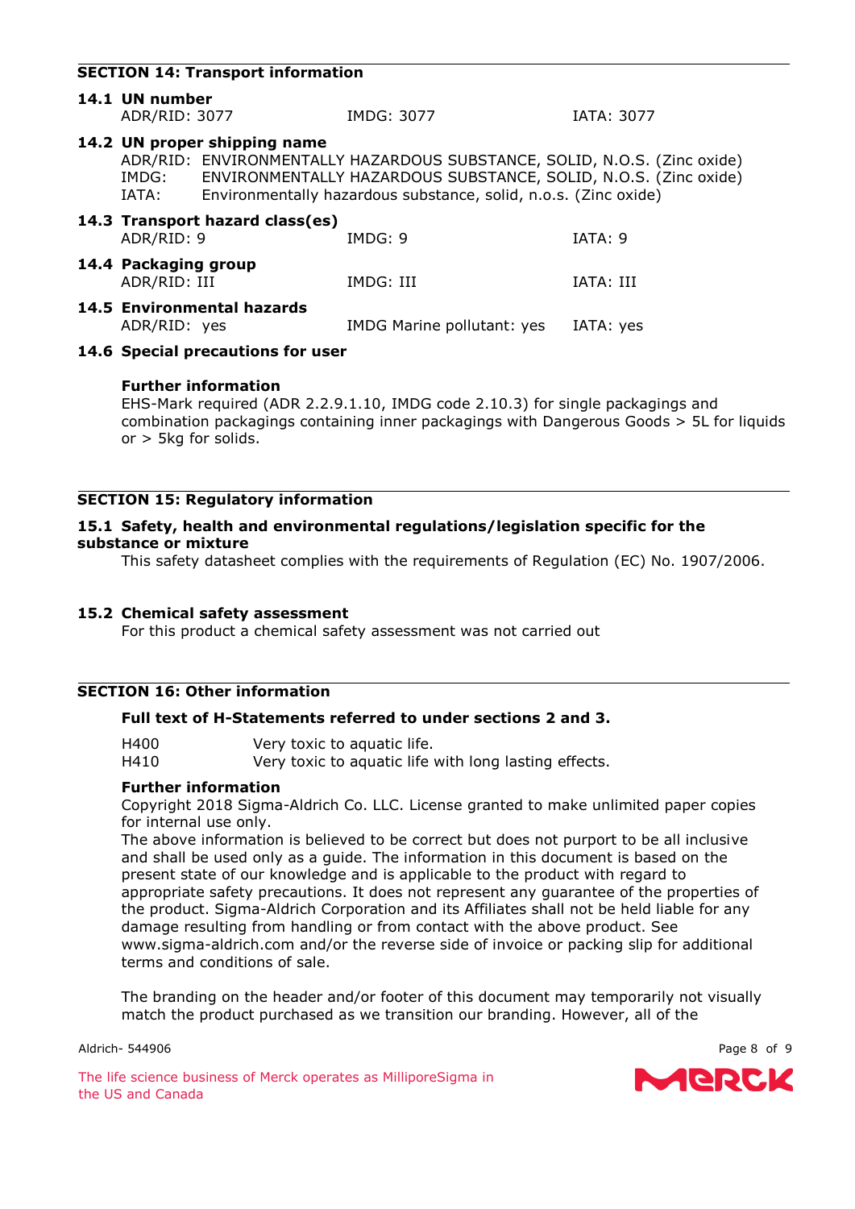## SECTION 14: Transport information

### 14.1 UN number

| ADR/RID: 3077 | IMDG: 3077 | IATA: 3077 |
|---|---|---|

### 14.2 UN proper shipping name

ADR/RID: ENVIRONMENTALLY HAZARDOUS SUBSTANCE, SOLID, N.O.S. (Zinc oxide)
IMDG: ENVIRONMENTALLY HAZARDOUS SUBSTANCE, SOLID, N.O.S. (Zinc oxide)
IATA: Environmentally hazardous substance, solid, n.o.s. (Zinc oxide)

### 14.3 Transport hazard class(es)

| ADR/RID: 9 | IMDG: 9 | IATA: 9 |
|---|---|---|

### 14.4 Packaging group

| ADR/RID: III | IMDG: III | IATA: III |
|---|---|---|

### 14.5 Environmental hazards

| ADR/RID: yes | IMDG Marine pollutant: yes | IATA: yes |
|---|---|---|

### 14.6 Special precautions for user

**Further information**

EHS-Mark required (ADR 2.2.9.1.10, IMDG code 2.10.3) for single packagings and combination packagings containing inner packagings with Dangerous Goods > 5L for liquids or > 5kg for solids.

## SECTION 15: Regulatory information

### 15.1 Safety, health and environmental regulations/legislation specific for the substance or mixture

This safety datasheet complies with the requirements of Regulation (EC) No. 1907/2006.

### 15.2 Chemical safety assessment

For this product a chemical safety assessment was not carried out

## SECTION 16: Other information

**Full text of H-Statements referred to under sections 2 and 3.**

| H400 | Very toxic to aquatic life. |
|---|---|
| H410 | Very toxic to aquatic life with long lasting effects. |

**Further information**

Copyright 2018 Sigma-Aldrich Co. LLC. License granted to make unlimited paper copies for internal use only.

The above information is believed to be correct but does not purport to be all inclusive and shall be used only as a guide. The information in this document is based on the present state of our knowledge and is applicable to the product with regard to appropriate safety precautions. It does not represent any guarantee of the properties of the product. Sigma-Aldrich Corporation and its Affiliates shall not be held liable for any damage resulting from handling or from contact with the above product. See www.sigma-aldrich.com and/or the reverse side of invoice or packing slip for additional terms and conditions of sale.

The branding on the header and/or footer of this document may temporarily not visually match the product purchased as we transition our branding. However, all of the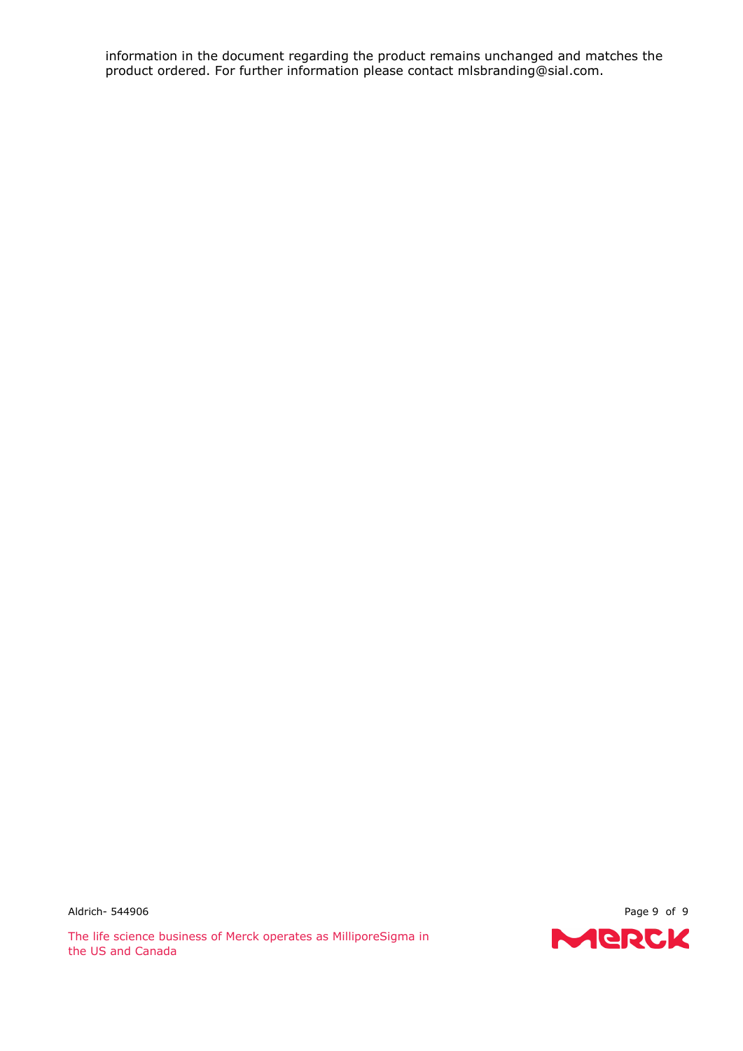information in the document regarding the product remains unchanged and matches the product ordered. For further information please contact mlsbranding@sial.com.